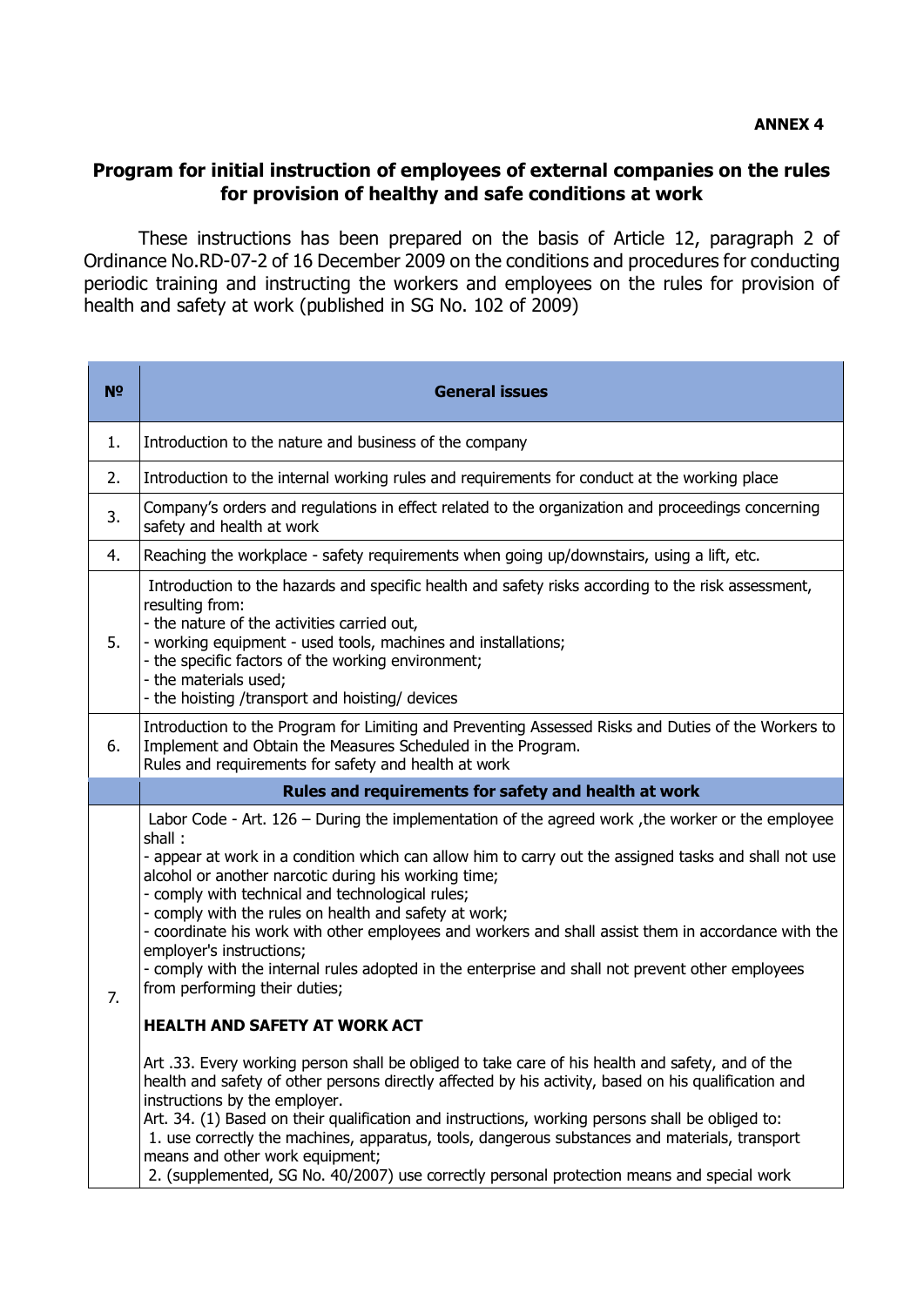**ANNEX 4**

## Program for initial instruction of employees of external companies on the rules for provision of healthy and safe conditions at work

These instructions has been prepared on the basis of Article 12, paragraph 2 of Ordinance No.RD-07-2 of 16 December 2009 on the conditions and procedures for conducting periodic training and instructing the workers and employees on the rules for provision of health and safety at work (published in SG No. 102 of 2009)

| № | General issues |
|---|---|
| 1. | Introduction to the nature and business of the company |
| 2. | Introduction to the internal working rules and requirements for conduct at the working place |
| 3. | Company's orders and regulations in effect related to the organization and proceedings concerning safety and health at work |
| 4. | Reaching the workplace - safety requirements when going up/downstairs, using a lift, etc. |
| 5. | Introduction to the hazards and specific health and safety risks according to the risk assessment, resulting from:<br>- the nature of the activities carried out,<br>- working equipment - used tools, machines and installations;<br>- the specific factors of the working environment;<br>- the materials used;<br>- the hoisting /transport and hoisting/ devices |
| 6. | Introduction to the Program for Limiting and Preventing Assessed Risks and Duties of the Workers to Implement and Obtain the Measures Scheduled in the Program.<br>Rules and requirements for safety and health at work |
| | **Rules and requirements for safety and health at work** |
| 7. | Labor Code - Art. 126 – During the implementation of the agreed work ,the worker or the employee shall :<br>- appear at work in a condition which can allow him to carry out the assigned tasks and shall not use alcohol or another narcotic during his working time;<br>- comply with technical and technological rules;<br>- comply with the rules on health and safety at work;<br>- coordinate his work with other employees and workers and shall assist them in accordance with the employer's instructions;<br>- comply with the internal rules adopted in the enterprise and shall not prevent other employees from performing their duties;<br><br>**HEALTH AND SAFETY AT WORK ACT**<br><br>Art .33. Every working person shall be obliged to take care of his health and safety, and of the health and safety of other persons directly affected by his activity, based on his qualification and instructions by the employer.<br>Art. 34. (1) Based on their qualification and instructions, working persons shall be obliged to:<br>1. use correctly the machines, apparatus, tools, dangerous substances and materials, transport means and other work equipment;<br>2. (supplemented, SG No. 40/2007) use correctly personal protection means and special work |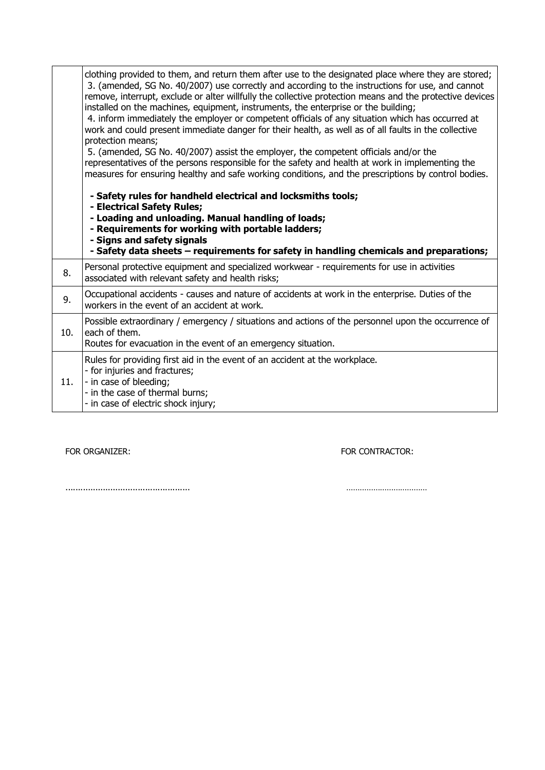| | |
|---|---|
| | clothing provided to them, and return them after use to the designated place where they are stored;<br>3. (amended, SG No. 40/2007) use correctly and according to the instructions for use, and cannot remove, interrupt, exclude or alter willfully the collective protection means and the protective devices installed on the machines, equipment, instruments, the enterprise or the building;<br>4. inform immediately the employer or competent officials of any situation which has occurred at work and could present immediate danger for their health, as well as of all faults in the collective protection means;<br>5. (amended, SG No. 40/2007) assist the employer, the competent officials and/or the representatives of the persons responsible for the safety and health at work in implementing the measures for ensuring healthy and safe working conditions, and the prescriptions by control bodies.<br><br>**- Safety rules for handheld electrical and locksmiths tools;**<br>**- Electrical Safety Rules;**<br>**- Loading and unloading. Manual handling of loads;**<br>**- Requirements for working with portable ladders;**<br>**- Signs and safety signals**<br>**- Safety data sheets – requirements for safety in handling chemicals and preparations;** |
| 8. | Personal protective equipment and specialized workwear - requirements for use in activities associated with relevant safety and health risks; |
| 9. | Occupational accidents - causes and nature of accidents at work in the enterprise. Duties of the workers in the event of an accident at work. |
| 10. | Possible extraordinary / emergency / situations and actions of the personnel upon the occurrence of each of them.<br>Routes for evacuation in the event of an emergency situation. |
| 11. | Rules for providing first aid in the event of an accident at the workplace.<br>- for injuries and fractures;<br>- in case of bleeding;<br>- in the case of thermal burns;<br>- in case of electric shock injury; |

FOR ORGANIZER: FOR CONTRACTOR:

……………………………………… ………………………………